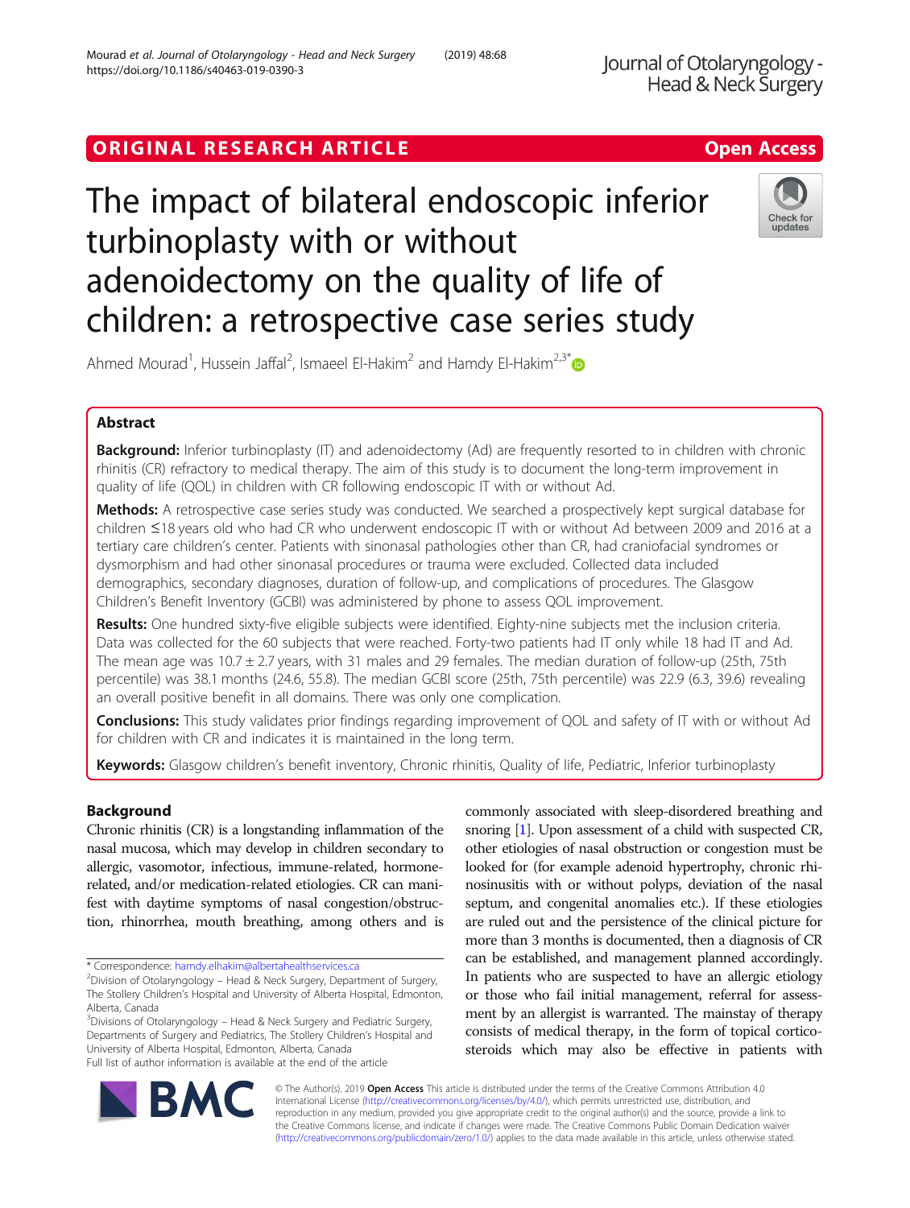ORIGINAL RESEARCH ARTICLE

Open Access

# The impact of bilateral endoscopic inferior turbinoplasty with or without adenoidectomy on the quality of life of children: a retrospective case series study

Ahmed Mourad[1], Hussein Jaffal[2], Ismaeel El-Hakim[2] and Hamdy El-Hakim[2,3*]

## Abstract

**Background:** Inferior turbinoplasty (IT) and adenoidectomy (Ad) are frequently resorted to in children with chronic rhinitis (CR) refractory to medical therapy. The aim of this study is to document the long-term improvement in quality of life (QOL) in children with CR following endoscopic IT with or without Ad.

**Methods:** A retrospective case series study was conducted. We searched a prospectively kept surgical database for children ≤18 years old who had CR who underwent endoscopic IT with or without Ad between 2009 and 2016 at a tertiary care children's center. Patients with sinonasal pathologies other than CR, had craniofacial syndromes or dysmorphism and had other sinonasal procedures or trauma were excluded. Collected data included demographics, secondary diagnoses, duration of follow-up, and complications of procedures. The Glasgow Children's Benefit Inventory (GCBI) was administered by phone to assess QOL improvement.

**Results:** One hundred sixty-five eligible subjects were identified. Eighty-nine subjects met the inclusion criteria. Data was collected for the 60 subjects that were reached. Forty-two patients had IT only while 18 had IT and Ad. The mean age was 10.7 ± 2.7 years, with 31 males and 29 females. The median duration of follow-up (25th, 75th percentile) was 38.1 months (24.6, 55.8). The median GCBI score (25th, 75th percentile) was 22.9 (6.3, 39.6) revealing an overall positive benefit in all domains. There was only one complication.

**Conclusions:** This study validates prior findings regarding improvement of QOL and safety of IT with or without Ad for children with CR and indicates it is maintained in the long term.

**Keywords:** Glasgow children's benefit inventory, Chronic rhinitis, Quality of life, Pediatric, Inferior turbinoplasty

## Background

Chronic rhinitis (CR) is a longstanding inflammation of the nasal mucosa, which may develop in children secondary to allergic, vasomotor, infectious, immune-related, hormone-related, and/or medication-related etiologies. CR can manifest with daytime symptoms of nasal congestion/obstruction, rhinorrhea, mouth breathing, among others and is commonly associated with sleep-disordered breathing and snoring [1]. Upon assessment of a child with suspected CR, other etiologies of nasal obstruction or congestion must be looked for (for example adenoid hypertrophy, chronic rhinosinusitis with or without polyps, deviation of the nasal septum, and congenital anomalies etc.). If these etiologies are ruled out and the persistence of the clinical picture for more than 3 months is documented, then a diagnosis of CR can be established, and management planned accordingly. In patients who are suspected to have an allergic etiology or those who fail initial management, referral for assessment by an allergist is warranted. The mainstay of therapy consists of medical therapy, in the form of topical corticosteroids which may also be effective in patients with

\* Correspondence: hamdy.elhakim@albertahealthservices.ca
[2]Division of Otolaryngology – Head & Neck Surgery, Department of Surgery, The Stollery Children's Hospital and University of Alberta Hospital, Edmonton, Alberta, Canada
[3]Divisions of Otolaryngology – Head & Neck Surgery and Pediatric Surgery, Departments of Surgery and Pediatrics, The Stollery Children's Hospital and University of Alberta Hospital, Edmonton, Alberta, Canada
Full list of author information is available at the end of the article

© The Author(s). 2019 **Open Access** This article is distributed under the terms of the Creative Commons Attribution 4.0 International License (http://creativecommons.org/licenses/by/4.0/), which permits unrestricted use, distribution, and reproduction in any medium, provided you give appropriate credit to the original author(s) and the source, provide a link to the Creative Commons license, and indicate if changes were made. The Creative Commons Public Domain Dedication waiver (http://creativecommons.org/publicdomain/zero/1.0/) applies to the data made available in this article, unless otherwise stated.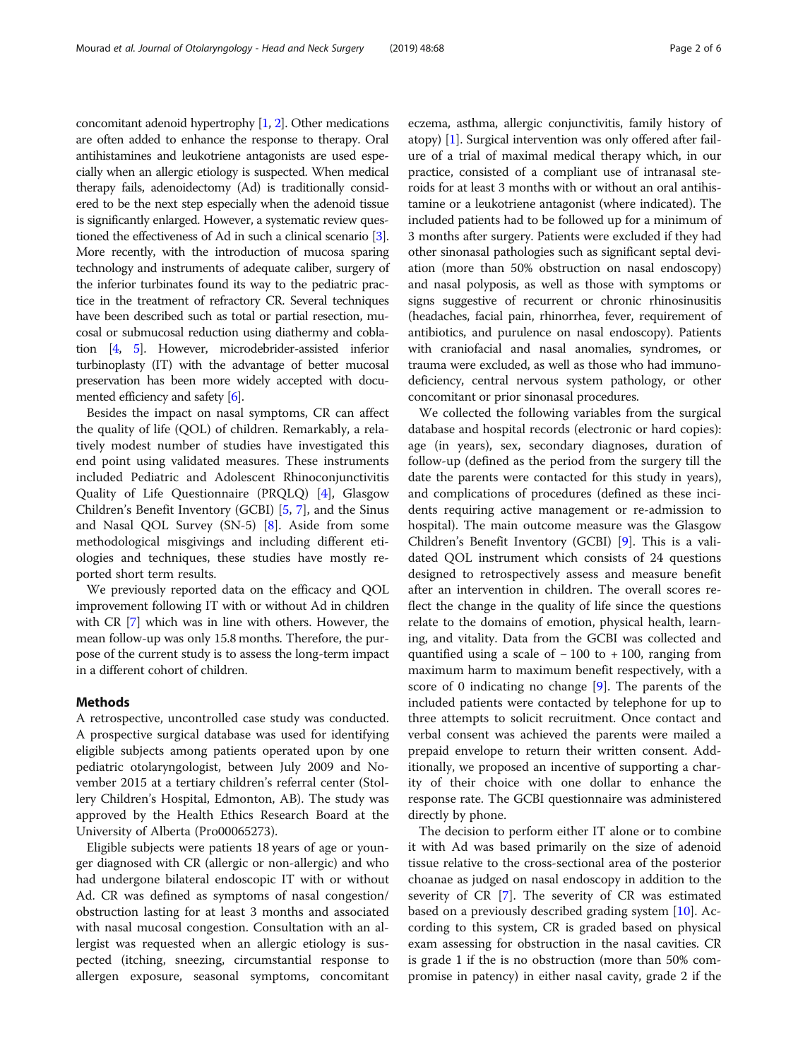concomitant adenoid hypertrophy [1, 2]. Other medications are often added to enhance the response to therapy. Oral antihistamines and leukotriene antagonists are used especially when an allergic etiology is suspected. When medical therapy fails, adenoidectomy (Ad) is traditionally considered to be the next step especially when the adenoid tissue is significantly enlarged. However, a systematic review questioned the effectiveness of Ad in such a clinical scenario [3]. More recently, with the introduction of mucosa sparing technology and instruments of adequate caliber, surgery of the inferior turbinates found its way to the pediatric practice in the treatment of refractory CR. Several techniques have been described such as total or partial resection, mucosal or submucosal reduction using diathermy and coblation [4, 5]. However, microdebrider-assisted inferior turbinoplasty (IT) with the advantage of better mucosal preservation has been more widely accepted with documented efficiency and safety [6].

Besides the impact on nasal symptoms, CR can affect the quality of life (QOL) of children. Remarkably, a relatively modest number of studies have investigated this end point using validated measures. These instruments included Pediatric and Adolescent Rhinoconjunctivitis Quality of Life Questionnaire (PRQLQ) [4], Glasgow Children's Benefit Inventory (GCBI) [5, 7], and the Sinus and Nasal QOL Survey (SN-5) [8]. Aside from some methodological misgivings and including different etiologies and techniques, these studies have mostly reported short term results.

We previously reported data on the efficacy and QOL improvement following IT with or without Ad in children with CR [7] which was in line with others. However, the mean follow-up was only 15.8 months. Therefore, the purpose of the current study is to assess the long-term impact in a different cohort of children.

## Methods

A retrospective, uncontrolled case study was conducted. A prospective surgical database was used for identifying eligible subjects among patients operated upon by one pediatric otolaryngologist, between July 2009 and November 2015 at a tertiary children's referral center (Stollery Children's Hospital, Edmonton, AB). The study was approved by the Health Ethics Research Board at the University of Alberta (Pro00065273).

Eligible subjects were patients 18 years of age or younger diagnosed with CR (allergic or non-allergic) and who had undergone bilateral endoscopic IT with or without Ad. CR was defined as symptoms of nasal congestion/obstruction lasting for at least 3 months and associated with nasal mucosal congestion. Consultation with an allergist was requested when an allergic etiology is suspected (itching, sneezing, circumstantial response to allergen exposure, seasonal symptoms, concomitant eczema, asthma, allergic conjunctivitis, family history of atopy) [1]. Surgical intervention was only offered after failure of a trial of maximal medical therapy which, in our practice, consisted of a compliant use of intranasal steroids for at least 3 months with or without an oral antihistamine or a leukotriene antagonist (where indicated). The included patients had to be followed up for a minimum of 3 months after surgery. Patients were excluded if they had other sinonasal pathologies such as significant septal deviation (more than 50% obstruction on nasal endoscopy) and nasal polyposis, as well as those with symptoms or signs suggestive of recurrent or chronic rhinosinusitis (headaches, facial pain, rhinorrhea, fever, requirement of antibiotics, and purulence on nasal endoscopy). Patients with craniofacial and nasal anomalies, syndromes, or trauma were excluded, as well as those who had immunodeficiency, central nervous system pathology, or other concomitant or prior sinonasal procedures.

We collected the following variables from the surgical database and hospital records (electronic or hard copies): age (in years), sex, secondary diagnoses, duration of follow-up (defined as the period from the surgery till the date the parents were contacted for this study in years), and complications of procedures (defined as these incidents requiring active management or re-admission to hospital). The main outcome measure was the Glasgow Children's Benefit Inventory (GCBI) [9]. This is a validated QOL instrument which consists of 24 questions designed to retrospectively assess and measure benefit after an intervention in children. The overall scores reflect the change in the quality of life since the questions relate to the domains of emotion, physical health, learning, and vitality. Data from the GCBI was collected and quantified using a scale of − 100 to + 100, ranging from maximum harm to maximum benefit respectively, with a score of 0 indicating no change [9]. The parents of the included patients were contacted by telephone for up to three attempts to solicit recruitment. Once contact and verbal consent was achieved the parents were mailed a prepaid envelope to return their written consent. Additionally, we proposed an incentive of supporting a charity of their choice with one dollar to enhance the response rate. The GCBI questionnaire was administered directly by phone.

The decision to perform either IT alone or to combine it with Ad was based primarily on the size of adenoid tissue relative to the cross-sectional area of the posterior choanae as judged on nasal endoscopy in addition to the severity of CR [7]. The severity of CR was estimated based on a previously described grading system [10]. According to this system, CR is graded based on physical exam assessing for obstruction in the nasal cavities. CR is grade 1 if the is no obstruction (more than 50% compromise in patency) in either nasal cavity, grade 2 if the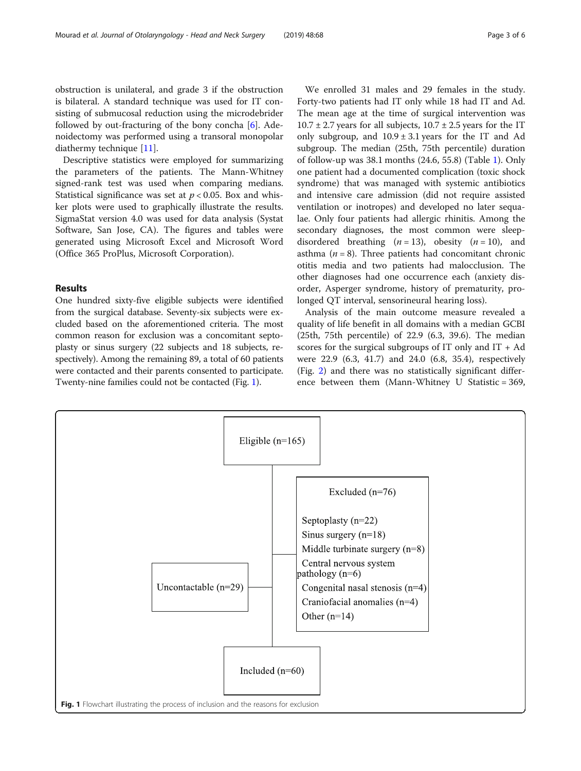obstruction is unilateral, and grade 3 if the obstruction is bilateral. A standard technique was used for IT consisting of submucosal reduction using the microdebrider followed by out-fracturing of the bony concha [6]. Adenoidectomy was performed using a transoral monopolar diathermy technique [11].

Descriptive statistics were employed for summarizing the parameters of the patients. The Mann-Whitney signed-rank test was used when comparing medians. Statistical significance was set at $p < 0.05$. Box and whisker plots were used to graphically illustrate the results. SigmaStat version 4.0 was used for data analysis (Systat Software, San Jose, CA). The figures and tables were generated using Microsoft Excel and Microsoft Word (Office 365 ProPlus, Microsoft Corporation).

## Results

One hundred sixty-five eligible subjects were identified from the surgical database. Seventy-six subjects were excluded based on the aforementioned criteria. The most common reason for exclusion was a concomitant septoplasty or sinus surgery (22 subjects and 18 subjects, respectively). Among the remaining 89, a total of 60 patients were contacted and their parents consented to participate. Twenty-nine families could not be contacted (Fig. 1).

We enrolled 31 males and 29 females in the study. Forty-two patients had IT only while 18 had IT and Ad. The mean age at the time of surgical intervention was $10.7 \pm 2.7$ years for all subjects, $10.7 \pm 2.5$ years for the IT only subgroup, and $10.9 \pm 3.1$ years for the IT and Ad subgroup. The median (25th, 75th percentile) duration of follow-up was 38.1 months (24.6, 55.8) (Table 1). Only one patient had a documented complication (toxic shock syndrome) that was managed with systemic antibiotics and intensive care admission (did not require assisted ventilation or inotropes) and developed no later sequalae. Only four patients had allergic rhinitis. Among the secondary diagnoses, the most common were sleep-disordered breathing ($n = 13$), obesity ($n = 10$), and asthma ($n = 8$). Three patients had concomitant chronic otitis media and two patients had malocclusion. The other diagnoses had one occurrence each (anxiety disorder, Asperger syndrome, history of prematurity, prolonged QT interval, sensorineural hearing loss).

Analysis of the main outcome measure revealed a quality of life benefit in all domains with a median GCBI (25th, 75th percentile) of 22.9 (6.3, 39.6). The median scores for the surgical subgroups of IT only and IT + Ad were 22.9 (6.3, 41.7) and 24.0 (6.8, 35.4), respectively (Fig. 2) and there was no statistically significant difference between them (Mann-Whitney U Statistic = 369,

Eligible (n=165)

Excluded (n=76)

- Septoplasty (n=22)
- Sinus surgery (n=18)
- Middle turbinate surgery (n=8)
- Central nervous system pathology (n=6)
- Congenital nasal stenosis (n=4)
- Craniofacial anomalies (n=4)
- Other (n=14)

Uncontactable (n=29)

Included (n=60)

**Fig. 1** Flowchart illustrating the process of inclusion and the reasons for exclusion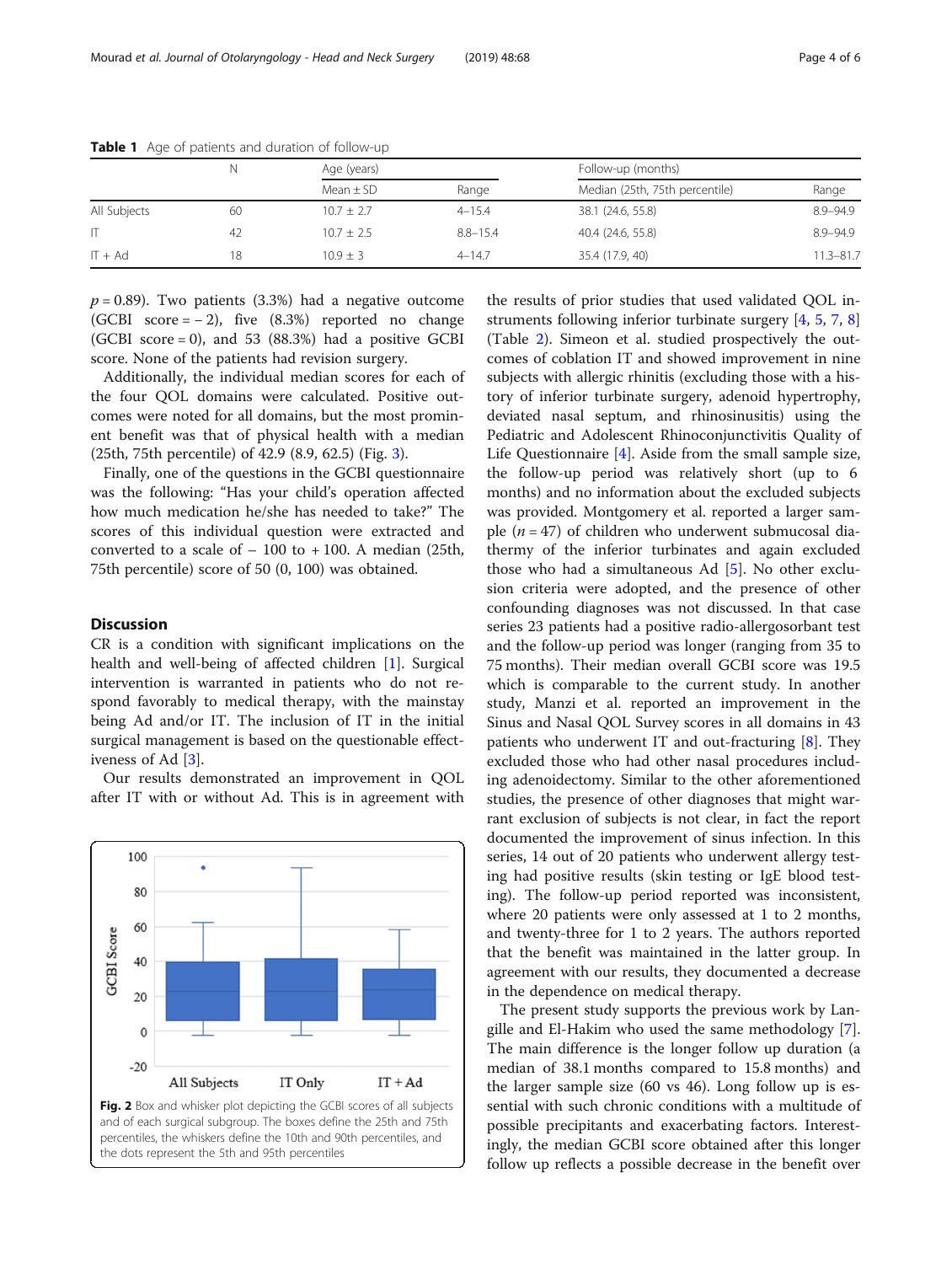**Table 1** Age of patients and duration of follow-up

| | N | Age (years) | | Follow-up (months) | |
|---|---|---|---|---|---|
| | | Mean ± SD | Range | Median (25th, 75th percentile) | Range |
| All Subjects | 60 | 10.7 ± 2.7 | 4–15.4 | 38.1 (24.6, 55.8) | 8.9–94.9 |
| IT | 42 | 10.7 ± 2.5 | 8.8–15.4 | 40.4 (24.6, 55.8) | 8.9–94.9 |
| IT + Ad | 18 | 10.9 ± 3 | 4–14.7 | 35.4 (17.9, 40) | 11.3–81.7 |

$p = 0.89$). Two patients (3.3%) had a negative outcome (GCBI score = − 2), five (8.3%) reported no change (GCBI score = 0), and 53 (88.3%) had a positive GCBI score. None of the patients had revision surgery.

Additionally, the individual median scores for each of the four QOL domains were calculated. Positive outcomes were noted for all domains, but the most prominent benefit was that of physical health with a median (25th, 75th percentile) of 42.9 (8.9, 62.5) (Fig. 3).

Finally, one of the questions in the GCBI questionnaire was the following: "Has your child's operation affected how much medication he/she has needed to take?" The scores of this individual question were extracted and converted to a scale of − 100 to + 100. A median (25th, 75th percentile) score of 50 (0, 100) was obtained.

## Discussion

CR is a condition with significant implications on the health and well-being of affected children [1]. Surgical intervention is warranted in patients who do not respond favorably to medical therapy, with the mainstay being Ad and/or IT. The inclusion of IT in the initial surgical management is based on the questionable effectiveness of Ad [3].

Our results demonstrated an improvement in QOL after IT with or without Ad. This is in agreement with the results of prior studies that used validated QOL instruments following inferior turbinate surgery [4, 5, 7, 8] (Table 2). Simeon et al. studied prospectively the outcomes of coblation IT and showed improvement in nine subjects with allergic rhinitis (excluding those with a history of inferior turbinate surgery, adenoid hypertrophy, deviated nasal septum, and rhinosinusitis) using the Pediatric and Adolescent Rhinoconjunctivitis Quality of Life Questionnaire [4]. Aside from the small sample size, the follow-up period was relatively short (up to 6 months) and no information about the excluded subjects was provided. Montgomery et al. reported a larger sample ($n = 47$) of children who underwent submucosal diathermy of the inferior turbinates and again excluded those who had a simultaneous Ad [5]. No other exclusion criteria were adopted, and the presence of other confounding diagnoses was not discussed. In that case series 23 patients had a positive radio-allergosorbant test and the follow-up period was longer (ranging from 35 to 75 months). Their median overall GCBI score was 19.5 which is comparable to the current study. In another study, Manzi et al. reported an improvement in the Sinus and Nasal QOL Survey scores in all domains in 43 patients who underwent IT and out-fracturing [8]. They excluded those who had other nasal procedures including adenoidectomy. Similar to the other aforementioned studies, the presence of other diagnoses that might warrant exclusion of subjects is not clear, in fact the report documented the improvement of sinus infection. In this series, 14 out of 20 patients who underwent allergy testing had positive results (skin testing or IgE blood testing). The follow-up period reported was inconsistent, where 20 patients were only assessed at 1 to 2 months, and twenty-three for 1 to 2 years. The authors reported that the benefit was maintained in the latter group. In agreement with our results, they documented a decrease in the dependence on medical therapy.

The present study supports the previous work by Langille and El-Hakim who used the same methodology [7]. The main difference is the longer follow up duration (a median of 38.1 months compared to 15.8 months) and the larger sample size (60 vs 46). Long follow up is essential with such chronic conditions with a multitude of possible precipitants and exacerbating factors. Interestingly, the median GCBI score obtained after this longer follow up reflects a possible decrease in the benefit over

**Fig. 2** Box and whisker plot depicting the GCBI scores of all subjects and of each surgical subgroup. The boxes define the 25th and 75th percentiles, the whiskers define the 10th and 90th percentiles, and the dots represent the 5th and 95th percentiles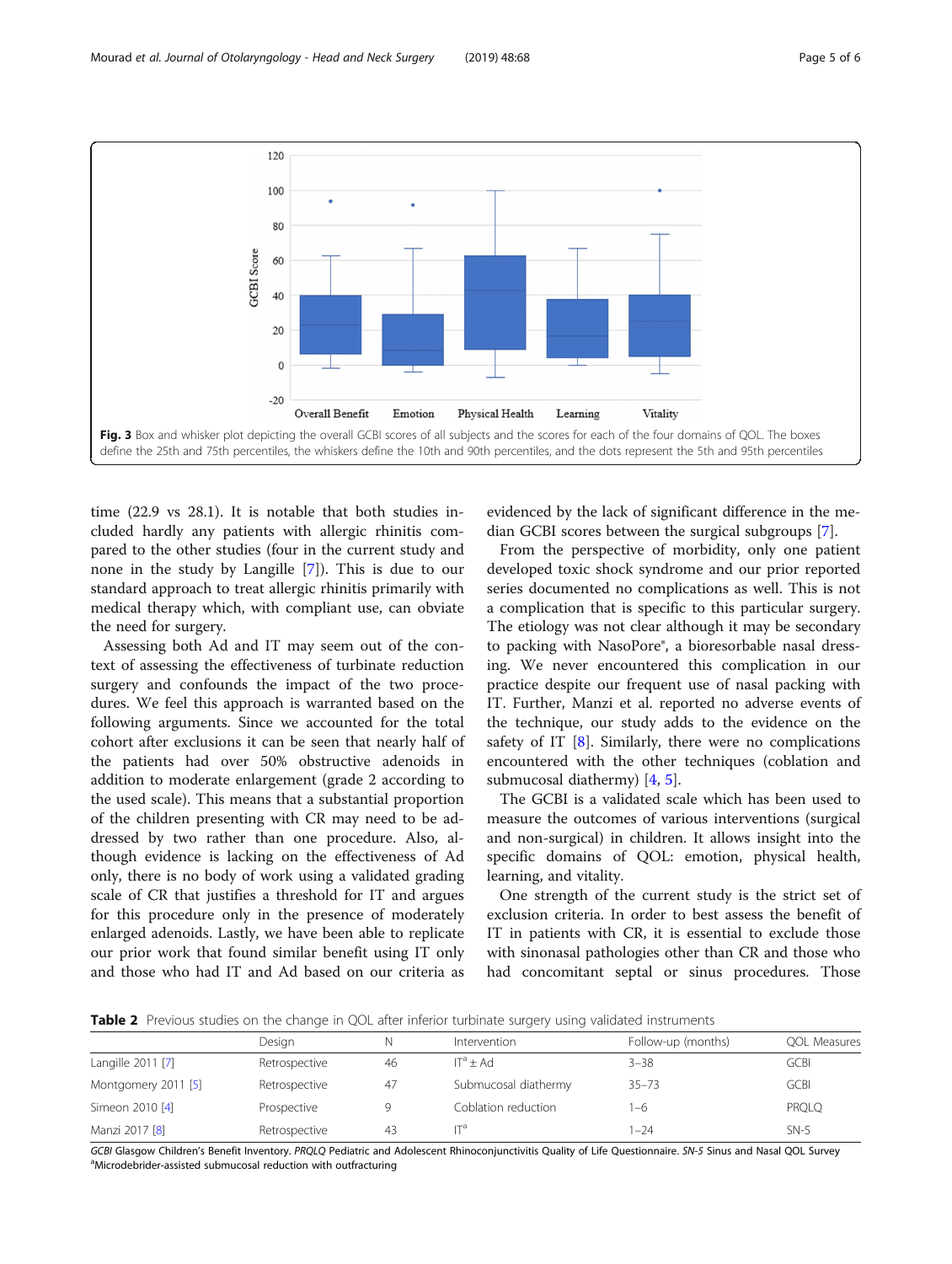Fig. 3 Box and whisker plot depicting the overall GCBI scores of all subjects and the scores for each of the four domains of QOL. The boxes define the 25th and 75th percentiles, the whiskers define the 10th and 90th percentiles, and the dots represent the 5th and 95th percentiles

time (22.9 vs 28.1). It is notable that both studies included hardly any patients with allergic rhinitis compared to the other studies (four in the current study and none in the study by Langille [7]). This is due to our standard approach to treat allergic rhinitis primarily with medical therapy which, with compliant use, can obviate the need for surgery.

Assessing both Ad and IT may seem out of the context of assessing the effectiveness of turbinate reduction surgery and confounds the impact of the two procedures. We feel this approach is warranted based on the following arguments. Since we accounted for the total cohort after exclusions it can be seen that nearly half of the patients had over 50% obstructive adenoids in addition to moderate enlargement (grade 2 according to the used scale). This means that a substantial proportion of the children presenting with CR may need to be addressed by two rather than one procedure. Also, although evidence is lacking on the effectiveness of Ad only, there is no body of work using a validated grading scale of CR that justifies a threshold for IT and argues for this procedure only in the presence of moderately enlarged adenoids. Lastly, we have been able to replicate our prior work that found similar benefit using IT only and those who had IT and Ad based on our criteria as evidenced by the lack of significant difference in the median GCBI scores between the surgical subgroups [7].

From the perspective of morbidity, only one patient developed toxic shock syndrome and our prior reported series documented no complications as well. This is not a complication that is specific to this particular surgery. The etiology was not clear although it may be secondary to packing with NasoPore®, a bioresorbable nasal dressing. We never encountered this complication in our practice despite our frequent use of nasal packing with IT. Further, Manzi et al. reported no adverse events of the technique, our study adds to the evidence on the safety of IT [8]. Similarly, there were no complications encountered with the other techniques (coblation and submucosal diathermy) [4, 5].

The GCBI is a validated scale which has been used to measure the outcomes of various interventions (surgical and non-surgical) in children. It allows insight into the specific domains of QOL: emotion, physical health, learning, and vitality.

One strength of the current study is the strict set of exclusion criteria. In order to best assess the benefit of IT in patients with CR, it is essential to exclude those with sinonasal pathologies other than CR and those who had concomitant septal or sinus procedures. Those

**Table 2** Previous studies on the change in QOL after inferior turbinate surgery using validated instruments

| | Design | N | Intervention | Follow-up (months) | QOL Measures |
|---|---|---|---|---|---|
| Langille 2011 [7] | Retrospective | 46 | IT[a] ± Ad | 3–38 | GCBI |
| Montgomery 2011 [5] | Retrospective | 47 | Submucosal diathermy | 35–73 | GCBI |
| Simeon 2010 [4] | Prospective | 9 | Coblation reduction | 1–6 | PRQLQ |
| Manzi 2017 [8] | Retrospective | 43 | IT[a] | 1–24 | SN-5 |

*GCBI* Glasgow Children's Benefit Inventory. *PRQLQ* Pediatric and Adolescent Rhinoconjunctivitis Quality of Life Questionnaire. *SN-5* Sinus and Nasal QOL Survey
[a]Microdebrider-assisted submucosal reduction with outfracturing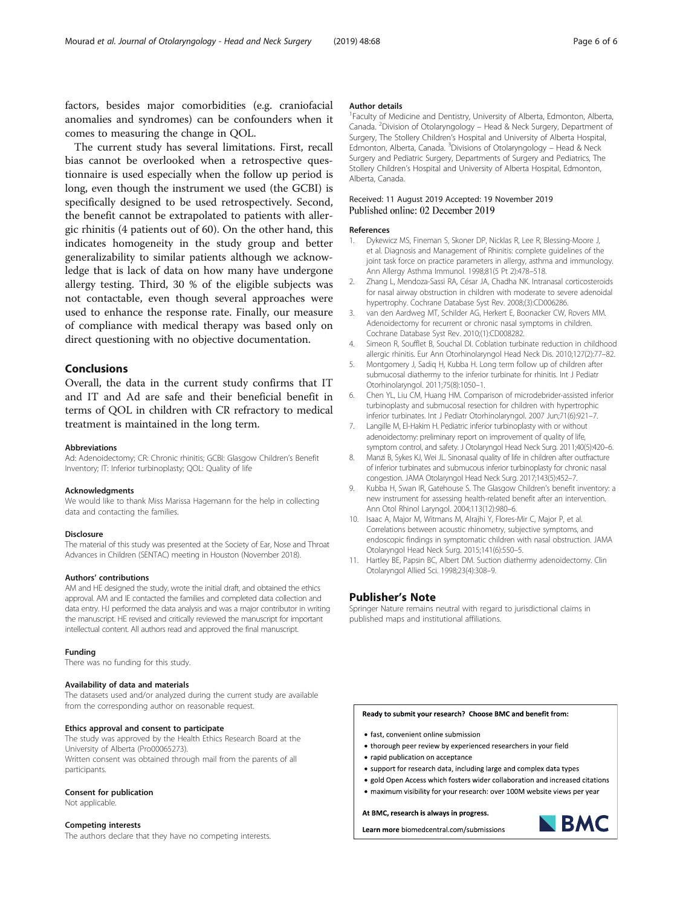factors, besides major comorbidities (e.g. craniofacial anomalies and syndromes) can be confounders when it comes to measuring the change in QOL.

The current study has several limitations. First, recall bias cannot be overlooked when a retrospective questionnaire is used especially when the follow up period is long, even though the instrument we used (the GCBI) is specifically designed to be used retrospectively. Second, the benefit cannot be extrapolated to patients with allergic rhinitis (4 patients out of 60). On the other hand, this indicates homogeneity in the study group and better generalizability to similar patients although we acknowledge that is lack of data on how many have undergone allergy testing. Third, 30 % of the eligible subjects was not contactable, even though several approaches were used to enhance the response rate. Finally, our measure of compliance with medical therapy was based only on direct questioning with no objective documentation.

## Conclusions

Overall, the data in the current study confirms that IT and IT and Ad are safe and their beneficial benefit in terms of QOL in children with CR refractory to medical treatment is maintained in the long term.

#### Abbreviations

Ad: Adenoidectomy; CR: Chronic rhinitis; GCBI: Glasgow Children's Benefit Inventory; IT: Inferior turbinoplasty; QOL: Quality of life

#### Acknowledgments

We would like to thank Miss Marissa Hagemann for the help in collecting data and contacting the families.

#### Disclosure

The material of this study was presented at the Society of Ear, Nose and Throat Advances in Children (SENTAC) meeting in Houston (November 2018).

#### Authors' contributions

AM and HE designed the study, wrote the initial draft, and obtained the ethics approval. AM and IE contacted the families and completed data collection and data entry. HJ performed the data analysis and was a major contributor in writing the manuscript. HE revised and critically reviewed the manuscript for important intellectual content. All authors read and approved the final manuscript.

#### Funding

There was no funding for this study.

#### Availability of data and materials

The datasets used and/or analyzed during the current study are available from the corresponding author on reasonable request.

#### Ethics approval and consent to participate

The study was approved by the Health Ethics Research Board at the University of Alberta (Pro00065273).
Written consent was obtained through mail from the parents of all participants.

#### Consent for publication

Not applicable.

#### Competing interests

The authors declare that they have no competing interests.

#### Author details

[1]Faculty of Medicine and Dentistry, University of Alberta, Edmonton, Alberta, Canada. [2]Division of Otolaryngology – Head & Neck Surgery, Department of Surgery, The Stollery Children's Hospital and University of Alberta Hospital, Edmonton, Alberta, Canada. [3]Divisions of Otolaryngology – Head & Neck Surgery and Pediatric Surgery, Departments of Surgery and Pediatrics, The Stollery Children's Hospital and University of Alberta Hospital, Edmonton, Alberta, Canada.

Received: 11 August 2019 Accepted: 19 November 2019
Published online: 02 December 2019

#### References

1. Dykewicz MS, Fineman S, Skoner DP, Nicklas R, Lee R, Blessing-Moore J, et al. Diagnosis and Management of Rhinitis: complete guidelines of the joint task force on practice parameters in allergy, asthma and immunology. Ann Allergy Asthma Immunol. 1998;81(5 Pt 2):478–518.
2. Zhang L, Mendoza-Sassi RA, César JA, Chadha NK. Intranasal corticosteroids for nasal airway obstruction in children with moderate to severe adenoidal hypertrophy. Cochrane Database Syst Rev. 2008;(3):CD006286.
3. van den Aardweg MT, Schilder AG, Herkert E, Boonacker CW, Rovers MM. Adenoidectomy for recurrent or chronic nasal symptoms in children. Cochrane Database Syst Rev. 2010;(1):CD008282.
4. Simeon R, Soufflet B, Souchal DI. Coblation turbinate reduction in childhood allergic rhinitis. Eur Ann Otorhinolaryngol Head Neck Dis. 2010;127(2):77–82.
5. Montgomery J, Sadiq H, Kubba H. Long term follow up of children after submucosal diathermy to the inferior turbinate for rhinitis. Int J Pediatr Otorhinolaryngol. 2011;75(8):1050–1.
6. Chen YL, Liu CM, Huang HM. Comparison of microdebrider-assisted inferior turbinoplasty and submucosal resection for children with hypertrophic inferior turbinates. Int J Pediatr Otorhinolaryngol. 2007 Jun;71(6):921–7.
7. Langille M, El-Hakim H. Pediatric inferior turbinoplasty with or without adenoidectomy: preliminary report on improvement of quality of life, symptom control, and safety. J Otolaryngol Head Neck Surg. 2011;40(5):420–6.
8. Manzi B, Sykes KJ, Wei JL. Sinonasal quality of life in children after outfracture of inferior turbinates and submucous inferior turbinoplasty for chronic nasal congestion. JAMA Otolaryngol Head Neck Surg. 2017;143(5):452–7.
9. Kubba H, Swan IR, Gatehouse S. The Glasgow Children's benefit inventory: a new instrument for assessing health-related benefit after an intervention. Ann Otol Rhinol Laryngol. 2004;113(12):980–6.
10. Isaac A, Major M, Witmans M, Alrajhi Y, Flores-Mir C, Major P, et al. Correlations between acoustic rhinometry, subjective symptoms, and endoscopic findings in symptomatic children with nasal obstruction. JAMA Otolaryngol Head Neck Surg. 2015;141(6):550–5.
11. Hartley BE, Papsin BC, Albert DM. Suction diathermy adenoidectomy. Clin Otolaryngol Allied Sci. 1998;23(4):308–9.

## Publisher's Note

Springer Nature remains neutral with regard to jurisdictional claims in published maps and institutional affiliations.

**Ready to submit your research? Choose BMC and benefit from:**

- fast, convenient online submission
- thorough peer review by experienced researchers in your field
- rapid publication on acceptance
- support for research data, including large and complex data types
- gold Open Access which fosters wider collaboration and increased citations
- maximum visibility for your research: over 100M website views per year

**At BMC, research is always in progress.**

**Learn more** biomedcentral.com/submissions

BMC